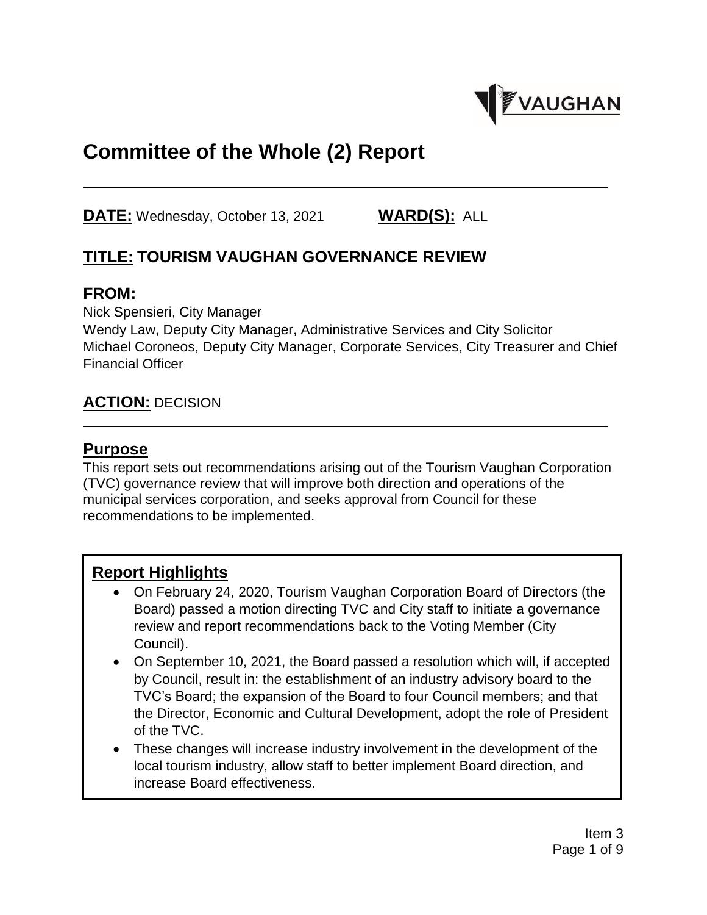# Committee of the Whole (2) Report

**DATE:** Wednesday, October 13, 2021 **WARD(S):** ALL

## TITLE: TOURISM VAUGHAN GOVERNANCE REVIEW

## FROM:

Nick Spensieri, City Manager
Wendy Law, Deputy City Manager, Administrative Services and City Solicitor
Michael Coroneos, Deputy City Manager, Corporate Services, City Treasurer and Chief Financial Officer

## ACTION: DECISION

## Purpose

This report sets out recommendations arising out of the Tourism Vaughan Corporation (TVC) governance review that will improve both direction and operations of the municipal services corporation, and seeks approval from Council for these recommendations to be implemented.

## Report Highlights

- On February 24, 2020, Tourism Vaughan Corporation Board of Directors (the Board) passed a motion directing TVC and City staff to initiate a governance review and report recommendations back to the Voting Member (City Council).
- On September 10, 2021, the Board passed a resolution which will, if accepted by Council, result in: the establishment of an industry advisory board to the TVC's Board; the expansion of the Board to four Council members; and that the Director, Economic and Cultural Development, adopt the role of President of the TVC.
- These changes will increase industry involvement in the development of the local tourism industry, allow staff to better implement Board direction, and increase Board effectiveness.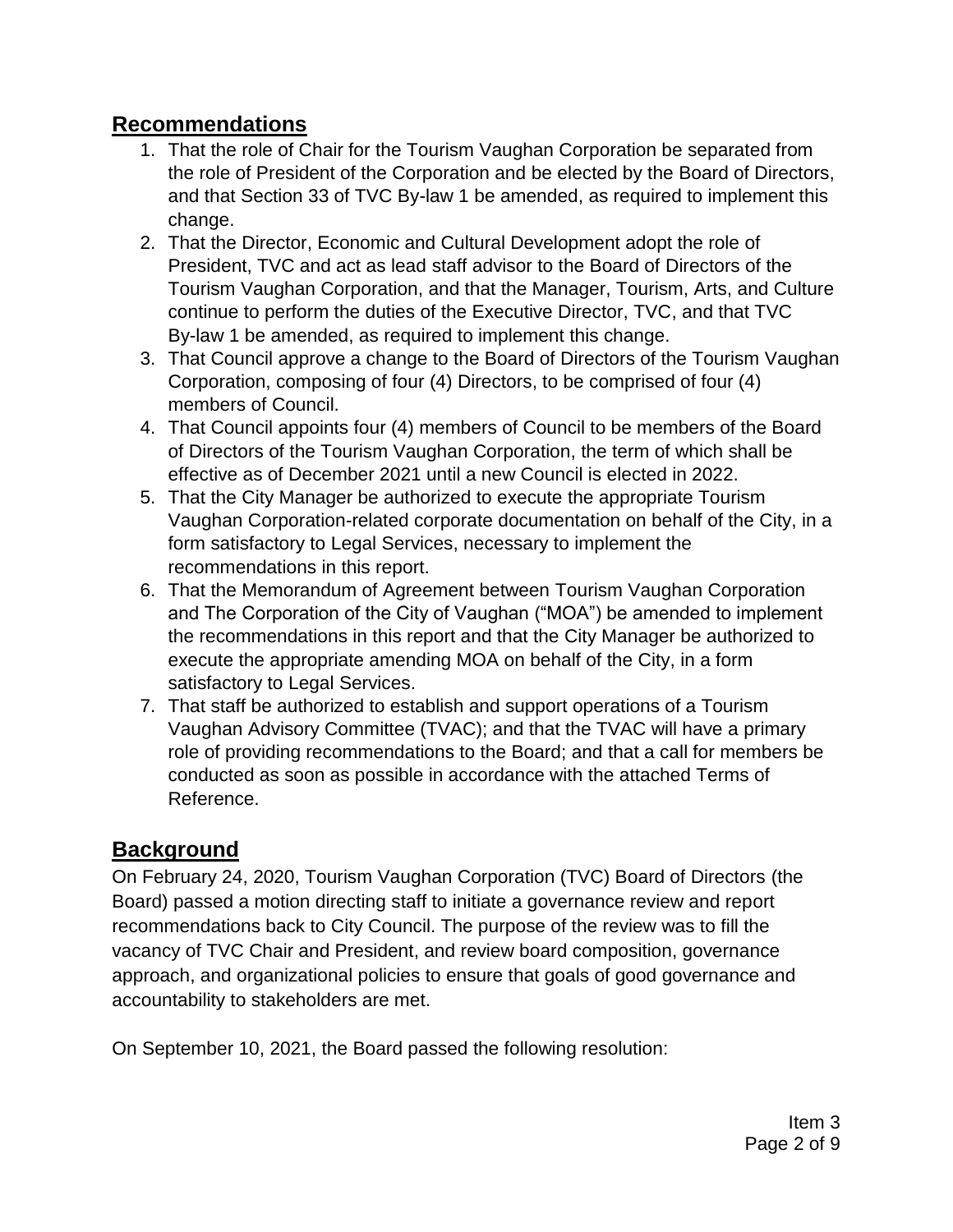## Recommendations

1. That the role of Chair for the Tourism Vaughan Corporation be separated from the role of President of the Corporation and be elected by the Board of Directors, and that Section 33 of TVC By-law 1 be amended, as required to implement this change.
2. That the Director, Economic and Cultural Development adopt the role of President, TVC and act as lead staff advisor to the Board of Directors of the Tourism Vaughan Corporation, and that the Manager, Tourism, Arts, and Culture continue to perform the duties of the Executive Director, TVC, and that TVC By-law 1 be amended, as required to implement this change.
3. That Council approve a change to the Board of Directors of the Tourism Vaughan Corporation, composing of four (4) Directors, to be comprised of four (4) members of Council.
4. That Council appoints four (4) members of Council to be members of the Board of Directors of the Tourism Vaughan Corporation, the term of which shall be effective as of December 2021 until a new Council is elected in 2022.
5. That the City Manager be authorized to execute the appropriate Tourism Vaughan Corporation-related corporate documentation on behalf of the City, in a form satisfactory to Legal Services, necessary to implement the recommendations in this report.
6. That the Memorandum of Agreement between Tourism Vaughan Corporation and The Corporation of the City of Vaughan ("MOA") be amended to implement the recommendations in this report and that the City Manager be authorized to execute the appropriate amending MOA on behalf of the City, in a form satisfactory to Legal Services.
7. That staff be authorized to establish and support operations of a Tourism Vaughan Advisory Committee (TVAC); and that the TVAC will have a primary role of providing recommendations to the Board; and that a call for members be conducted as soon as possible in accordance with the attached Terms of Reference.

## Background

On February 24, 2020, Tourism Vaughan Corporation (TVC) Board of Directors (the Board) passed a motion directing staff to initiate a governance review and report recommendations back to City Council. The purpose of the review was to fill the vacancy of TVC Chair and President, and review board composition, governance approach, and organizational policies to ensure that goals of good governance and accountability to stakeholders are met.

On September 10, 2021, the Board passed the following resolution: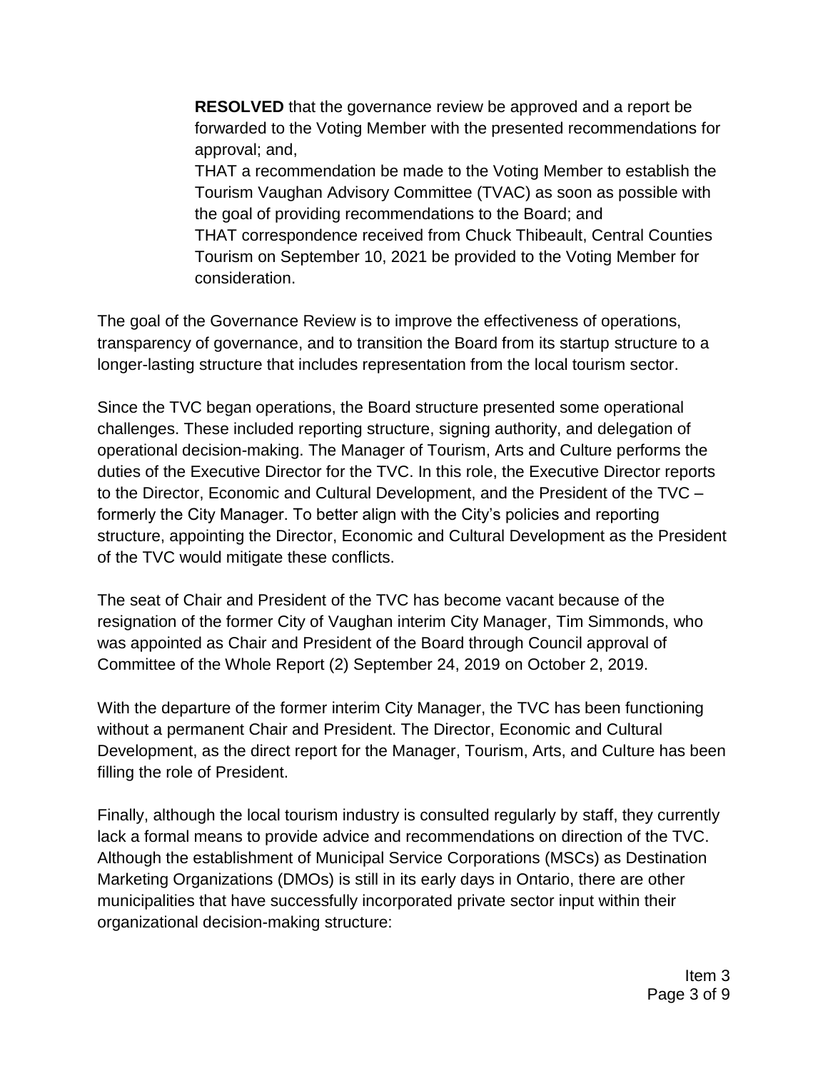**RESOLVED** that the governance review be approved and a report be forwarded to the Voting Member with the presented recommendations for approval; and,
THAT a recommendation be made to the Voting Member to establish the Tourism Vaughan Advisory Committee (TVAC) as soon as possible with the goal of providing recommendations to the Board; and
THAT correspondence received from Chuck Thibeault, Central Counties Tourism on September 10, 2021 be provided to the Voting Member for consideration.

The goal of the Governance Review is to improve the effectiveness of operations, transparency of governance, and to transition the Board from its startup structure to a longer-lasting structure that includes representation from the local tourism sector.

Since the TVC began operations, the Board structure presented some operational challenges. These included reporting structure, signing authority, and delegation of operational decision-making. The Manager of Tourism, Arts and Culture performs the duties of the Executive Director for the TVC. In this role, the Executive Director reports to the Director, Economic and Cultural Development, and the President of the TVC – formerly the City Manager. To better align with the City's policies and reporting structure, appointing the Director, Economic and Cultural Development as the President of the TVC would mitigate these conflicts.

The seat of Chair and President of the TVC has become vacant because of the resignation of the former City of Vaughan interim City Manager, Tim Simmonds, who was appointed as Chair and President of the Board through Council approval of Committee of the Whole Report (2) September 24, 2019 on October 2, 2019.

With the departure of the former interim City Manager, the TVC has been functioning without a permanent Chair and President. The Director, Economic and Cultural Development, as the direct report for the Manager, Tourism, Arts, and Culture has been filling the role of President.

Finally, although the local tourism industry is consulted regularly by staff, they currently lack a formal means to provide advice and recommendations on direction of the TVC. Although the establishment of Municipal Service Corporations (MSCs) as Destination Marketing Organizations (DMOs) is still in its early days in Ontario, there are other municipalities that have successfully incorporated private sector input within their organizational decision-making structure: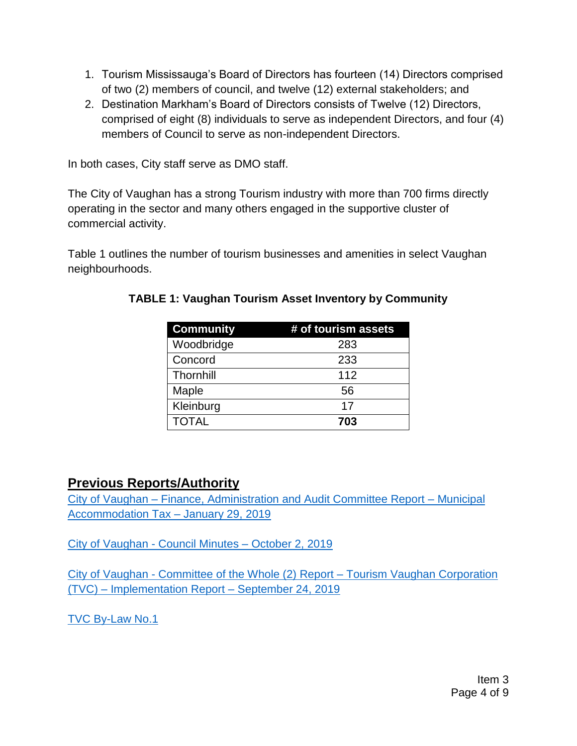1. Tourism Mississauga's Board of Directors has fourteen (14) Directors comprised of two (2) members of council, and twelve (12) external stakeholders; and
2. Destination Markham's Board of Directors consists of Twelve (12) Directors, comprised of eight (8) individuals to serve as independent Directors, and four (4) members of Council to serve as non-independent Directors.

In both cases, City staff serve as DMO staff.

The City of Vaughan has a strong Tourism industry with more than 700 firms directly operating in the sector and many others engaged in the supportive cluster of commercial activity.

Table 1 outlines the number of tourism businesses and amenities in select Vaughan neighbourhoods.

**TABLE 1: Vaughan Tourism Asset Inventory by Community**

| Community | # of tourism assets |
|---|---|
| Woodbridge | 283 |
| Concord | 233 |
| Thornhill | 112 |
| Maple | 56 |
| Kleinburg | 17 |
| TOTAL | **703** |

## Previous Reports/Authority

City of Vaughan – Finance, Administration and Audit Committee Report – Municipal Accommodation Tax – January 29, 2019

City of Vaughan - Council Minutes – October 2, 2019

City of Vaughan - Committee of the Whole (2) Report – Tourism Vaughan Corporation (TVC) – Implementation Report – September 24, 2019

TVC By-Law No.1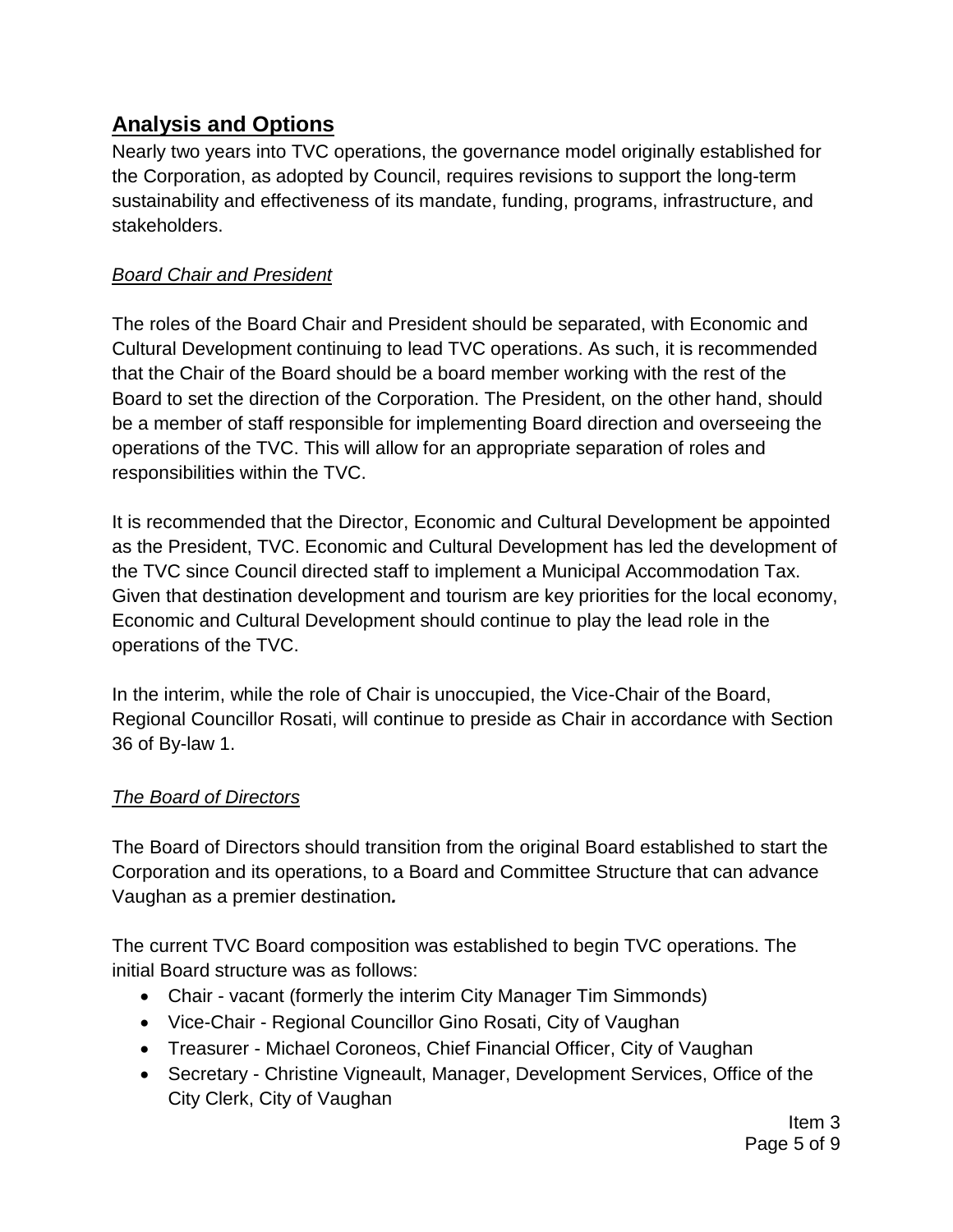## Analysis and Options

Nearly two years into TVC operations, the governance model originally established for the Corporation, as adopted by Council, requires revisions to support the long-term sustainability and effectiveness of its mandate, funding, programs, infrastructure, and stakeholders.

### *Board Chair and President*

The roles of the Board Chair and President should be separated, with Economic and Cultural Development continuing to lead TVC operations. As such, it is recommended that the Chair of the Board should be a board member working with the rest of the Board to set the direction of the Corporation. The President, on the other hand, should be a member of staff responsible for implementing Board direction and overseeing the operations of the TVC. This will allow for an appropriate separation of roles and responsibilities within the TVC.

It is recommended that the Director, Economic and Cultural Development be appointed as the President, TVC. Economic and Cultural Development has led the development of the TVC since Council directed staff to implement a Municipal Accommodation Tax. Given that destination development and tourism are key priorities for the local economy, Economic and Cultural Development should continue to play the lead role in the operations of the TVC.

In the interim, while the role of Chair is unoccupied, the Vice-Chair of the Board, Regional Councillor Rosati, will continue to preside as Chair in accordance with Section 36 of By-law 1.

### *The Board of Directors*

The Board of Directors should transition from the original Board established to start the Corporation and its operations, to a Board and Committee Structure that can advance Vaughan as a premier destination*.*

The current TVC Board composition was established to begin TVC operations. The initial Board structure was as follows:

- Chair - vacant (formerly the interim City Manager Tim Simmonds)
- Vice-Chair - Regional Councillor Gino Rosati, City of Vaughan
- Treasurer - Michael Coroneos, Chief Financial Officer, City of Vaughan
- Secretary - Christine Vigneault, Manager, Development Services, Office of the City Clerk, City of Vaughan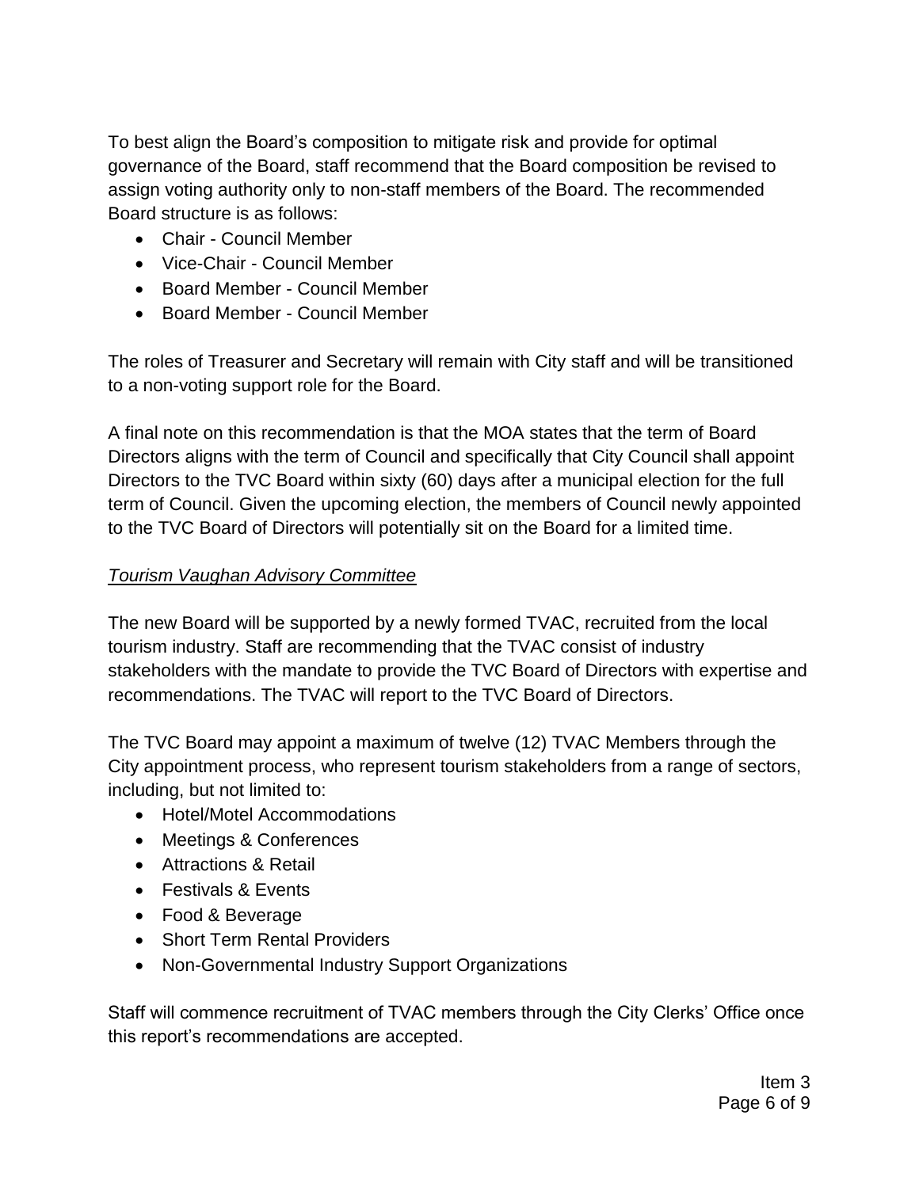To best align the Board's composition to mitigate risk and provide for optimal governance of the Board, staff recommend that the Board composition be revised to assign voting authority only to non-staff members of the Board. The recommended Board structure is as follows:

- Chair - Council Member
- Vice-Chair - Council Member
- Board Member - Council Member
- Board Member - Council Member

The roles of Treasurer and Secretary will remain with City staff and will be transitioned to a non-voting support role for the Board.

A final note on this recommendation is that the MOA states that the term of Board Directors aligns with the term of Council and specifically that City Council shall appoint Directors to the TVC Board within sixty (60) days after a municipal election for the full term of Council. Given the upcoming election, the members of Council newly appointed to the TVC Board of Directors will potentially sit on the Board for a limited time.

*Tourism Vaughan Advisory Committee*

The new Board will be supported by a newly formed TVAC, recruited from the local tourism industry. Staff are recommending that the TVAC consist of industry stakeholders with the mandate to provide the TVC Board of Directors with expertise and recommendations. The TVAC will report to the TVC Board of Directors.

The TVC Board may appoint a maximum of twelve (12) TVAC Members through the City appointment process, who represent tourism stakeholders from a range of sectors, including, but not limited to:

- Hotel/Motel Accommodations
- Meetings & Conferences
- Attractions & Retail
- Festivals & Events
- Food & Beverage
- Short Term Rental Providers
- Non-Governmental Industry Support Organizations

Staff will commence recruitment of TVAC members through the City Clerks' Office once this report's recommendations are accepted.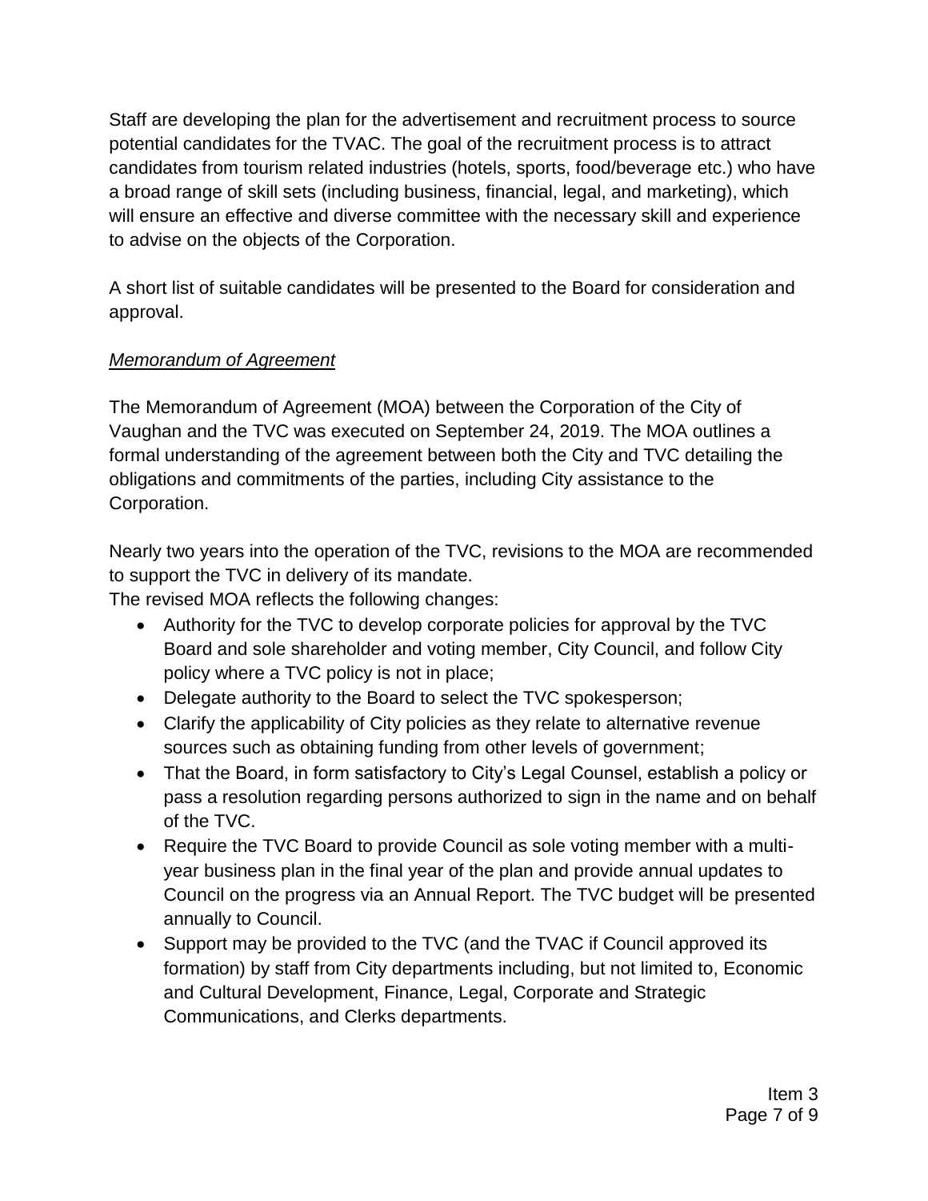Staff are developing the plan for the advertisement and recruitment process to source potential candidates for the TVAC. The goal of the recruitment process is to attract candidates from tourism related industries (hotels, sports, food/beverage etc.) who have a broad range of skill sets (including business, financial, legal, and marketing), which will ensure an effective and diverse committee with the necessary skill and experience to advise on the objects of the Corporation.

A short list of suitable candidates will be presented to the Board for consideration and approval.

*Memorandum of Agreement*

The Memorandum of Agreement (MOA) between the Corporation of the City of Vaughan and the TVC was executed on September 24, 2019. The MOA outlines a formal understanding of the agreement between both the City and TVC detailing the obligations and commitments of the parties, including City assistance to the Corporation.

Nearly two years into the operation of the TVC, revisions to the MOA are recommended to support the TVC in delivery of its mandate.
The revised MOA reflects the following changes:

- Authority for the TVC to develop corporate policies for approval by the TVC Board and sole shareholder and voting member, City Council, and follow City policy where a TVC policy is not in place;
- Delegate authority to the Board to select the TVC spokesperson;
- Clarify the applicability of City policies as they relate to alternative revenue sources such as obtaining funding from other levels of government;
- That the Board, in form satisfactory to City's Legal Counsel, establish a policy or pass a resolution regarding persons authorized to sign in the name and on behalf of the TVC.
- Require the TVC Board to provide Council as sole voting member with a multi-year business plan in the final year of the plan and provide annual updates to Council on the progress via an Annual Report. The TVC budget will be presented annually to Council.
- Support may be provided to the TVC (and the TVAC if Council approved its formation) by staff from City departments including, but not limited to, Economic and Cultural Development, Finance, Legal, Corporate and Strategic Communications, and Clerks departments.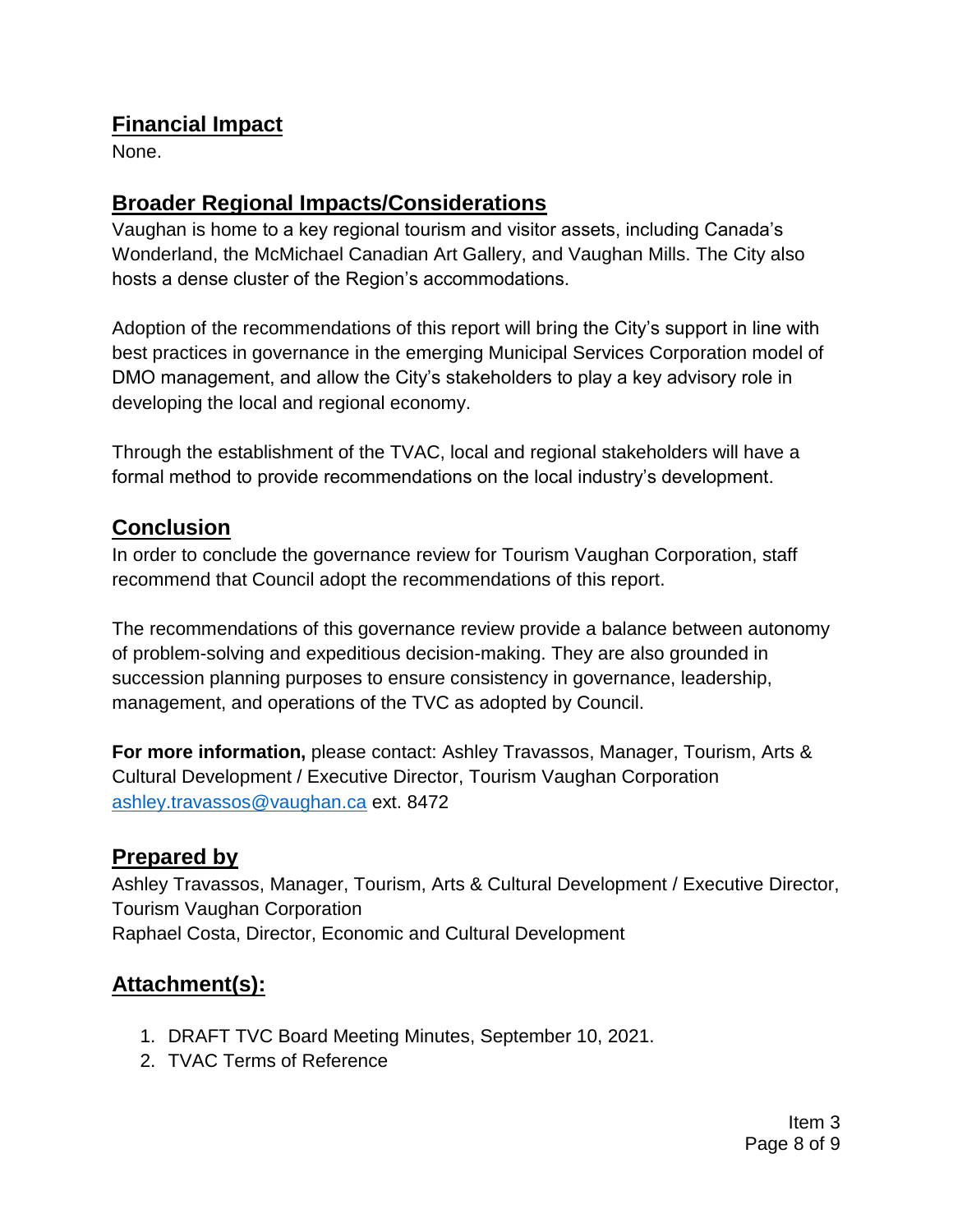## Financial Impact

None.

## Broader Regional Impacts/Considerations

Vaughan is home to a key regional tourism and visitor assets, including Canada's Wonderland, the McMichael Canadian Art Gallery, and Vaughan Mills. The City also hosts a dense cluster of the Region's accommodations.

Adoption of the recommendations of this report will bring the City's support in line with best practices in governance in the emerging Municipal Services Corporation model of DMO management, and allow the City's stakeholders to play a key advisory role in developing the local and regional economy.

Through the establishment of the TVAC, local and regional stakeholders will have a formal method to provide recommendations on the local industry's development.

## Conclusion

In order to conclude the governance review for Tourism Vaughan Corporation, staff recommend that Council adopt the recommendations of this report.

The recommendations of this governance review provide a balance between autonomy of problem-solving and expeditious decision-making. They are also grounded in succession planning purposes to ensure consistency in governance, leadership, management, and operations of the TVC as adopted by Council.

**For more information,** please contact: Ashley Travassos, Manager, Tourism, Arts & Cultural Development / Executive Director, Tourism Vaughan Corporation [ashley.travassos@vaughan.ca](mailto:ashley.travassos@vaughan.ca) ext. 8472

## Prepared by

Ashley Travassos, Manager, Tourism, Arts & Cultural Development / Executive Director, Tourism Vaughan Corporation
Raphael Costa, Director, Economic and Cultural Development

## Attachment(s):

1. DRAFT TVC Board Meeting Minutes, September 10, 2021.
2. TVAC Terms of Reference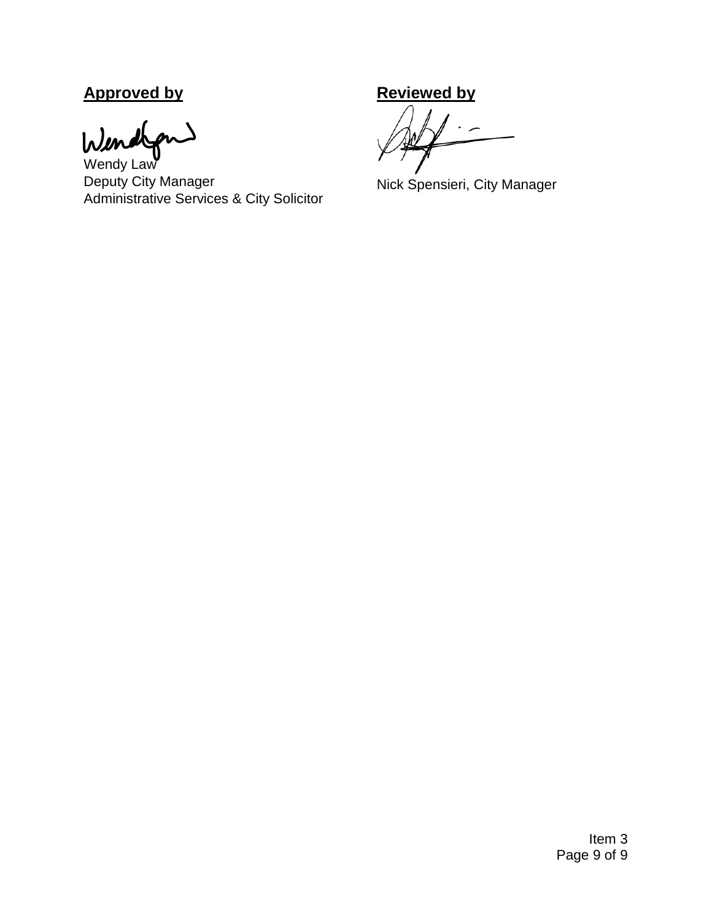**Approved by**

Wendy Law
Deputy City Manager
Administrative Services & City Solicitor

**Reviewed by**

Nick Spensieri, City Manager

Item 3